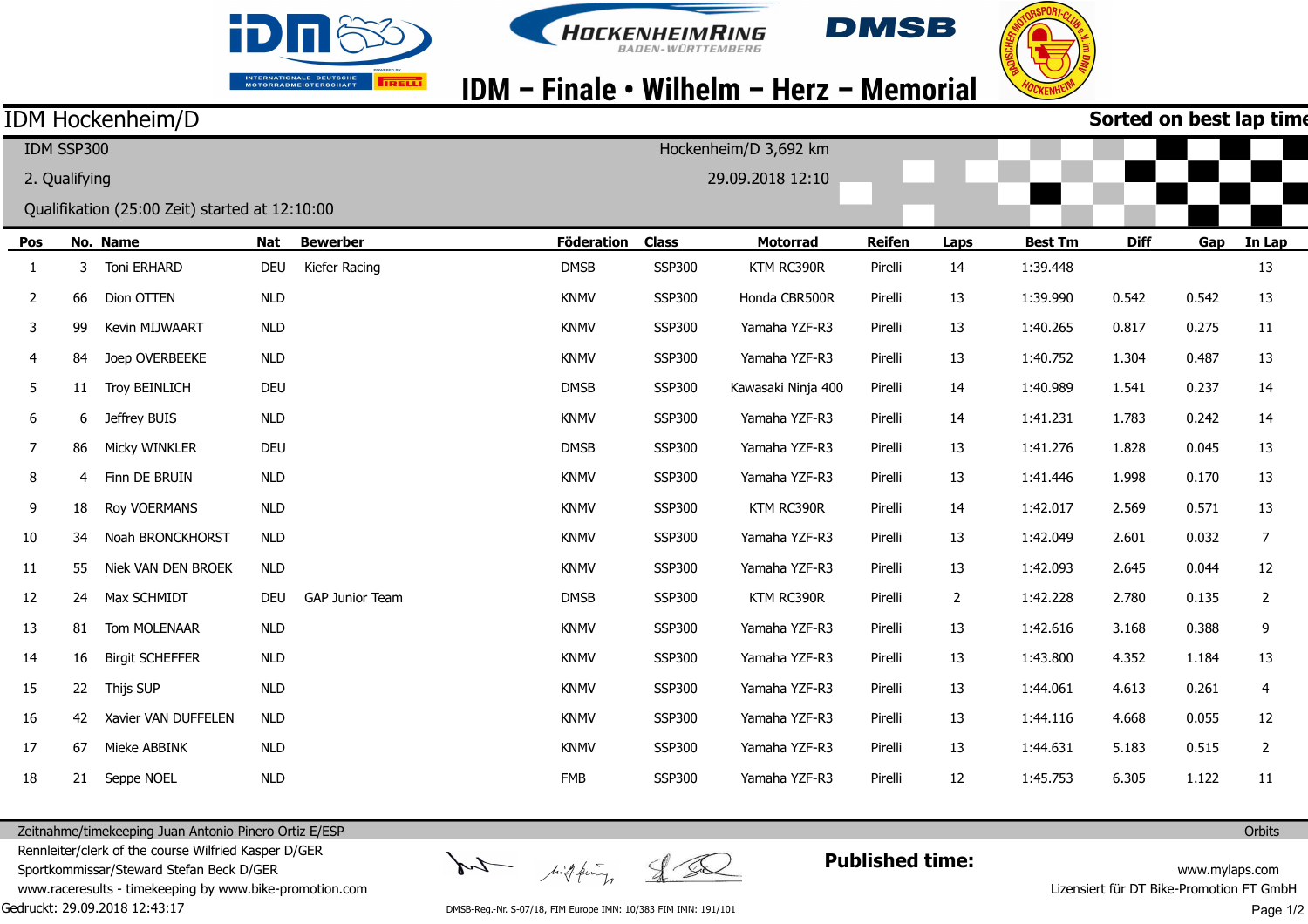# IDM – Finale • Wilhelm – Herz – Memorial

## IDM Hockenheim/D

**Sorted on best lap time**

IDM SSP300 — Hockenheim/D 3,692 km

2. Qualifying — 29.09.2018 12:10

Qualifikation (25:00 Zeit) started at 12:10:00

| Pos | No. | Name | Nat | Bewerber | Föderation | Class | Motorrad | Reifen | Laps | Best Tm | Diff | Gap | In Lap |
|---|---|---|---|---|---|---|---|---|---|---|---|---|---|
| 1 | 3 | Toni ERHARD | DEU | Kiefer Racing | DMSB | SSP300 | KTM RC390R | Pirelli | 14 | 1:39.448 | | | 13 |
| 2 | 66 | Dion OTTEN | NLD | | KNMV | SSP300 | Honda CBR500R | Pirelli | 13 | 1:39.990 | 0.542 | 0.542 | 13 |
| 3 | 99 | Kevin MIJWAART | NLD | | KNMV | SSP300 | Yamaha YZF-R3 | Pirelli | 13 | 1:40.265 | 0.817 | 0.275 | 11 |
| 4 | 84 | Joep OVERBEEKE | NLD | | KNMV | SSP300 | Yamaha YZF-R3 | Pirelli | 13 | 1:40.752 | 1.304 | 0.487 | 13 |
| 5 | 11 | Troy BEINLICH | DEU | | DMSB | SSP300 | Kawasaki Ninja 400 | Pirelli | 14 | 1:40.989 | 1.541 | 0.237 | 14 |
| 6 | 6 | Jeffrey BUIS | NLD | | KNMV | SSP300 | Yamaha YZF-R3 | Pirelli | 14 | 1:41.231 | 1.783 | 0.242 | 14 |
| 7 | 86 | Micky WINKLER | DEU | | DMSB | SSP300 | Yamaha YZF-R3 | Pirelli | 13 | 1:41.276 | 1.828 | 0.045 | 13 |
| 8 | 4 | Finn DE BRUIN | NLD | | KNMV | SSP300 | Yamaha YZF-R3 | Pirelli | 13 | 1:41.446 | 1.998 | 0.170 | 13 |
| 9 | 18 | Roy VOERMANS | NLD | | KNMV | SSP300 | KTM RC390R | Pirelli | 14 | 1:42.017 | 2.569 | 0.571 | 13 |
| 10 | 34 | Noah BRONCKHORST | NLD | | KNMV | SSP300 | Yamaha YZF-R3 | Pirelli | 13 | 1:42.049 | 2.601 | 0.032 | 7 |
| 11 | 55 | Niek VAN DEN BROEK | NLD | | KNMV | SSP300 | Yamaha YZF-R3 | Pirelli | 13 | 1:42.093 | 2.645 | 0.044 | 12 |
| 12 | 24 | Max SCHMIDT | DEU | GAP Junior Team | DMSB | SSP300 | KTM RC390R | Pirelli | 2 | 1:42.228 | 2.780 | 0.135 | 2 |
| 13 | 81 | Tom MOLENAAR | NLD | | KNMV | SSP300 | Yamaha YZF-R3 | Pirelli | 13 | 1:42.616 | 3.168 | 0.388 | 9 |
| 14 | 16 | Birgit SCHEFFER | NLD | | KNMV | SSP300 | Yamaha YZF-R3 | Pirelli | 13 | 1:43.800 | 4.352 | 1.184 | 13 |
| 15 | 22 | Thijs SUP | NLD | | KNMV | SSP300 | Yamaha YZF-R3 | Pirelli | 13 | 1:44.061 | 4.613 | 0.261 | 4 |
| 16 | 42 | Xavier VAN DUFFELEN | NLD | | KNMV | SSP300 | Yamaha YZF-R3 | Pirelli | 13 | 1:44.116 | 4.668 | 0.055 | 12 |
| 17 | 67 | Mieke ABBINK | NLD | | KNMV | SSP300 | Yamaha YZF-R3 | Pirelli | 13 | 1:44.631 | 5.183 | 0.515 | 2 |
| 18 | 21 | Seppe NOEL | NLD | | FMB | SSP300 | Yamaha YZF-R3 | Pirelli | 12 | 1:45.753 | 6.305 | 1.122 | 11 |

Zeitnahme/timekeeping Juan Antonio Pinero Ortiz E/ESP — Orbits

Rennleiter/clerk of the course Wilfried Kasper D/GER

Sportkommissar/Steward Stefan Beck D/GER

www.raceresults - timekeeping by www.bike-promotion.com

Gedruckt: 29.09.2018 12:43:17

**Published time:**

DMSB-Reg.-Nr. S-07/18, FIM Europe IMN: 10/383 FIM IMN: 191/101

www.mylaps.com

Lizensiert für DT Bike-Promotion FT GmbH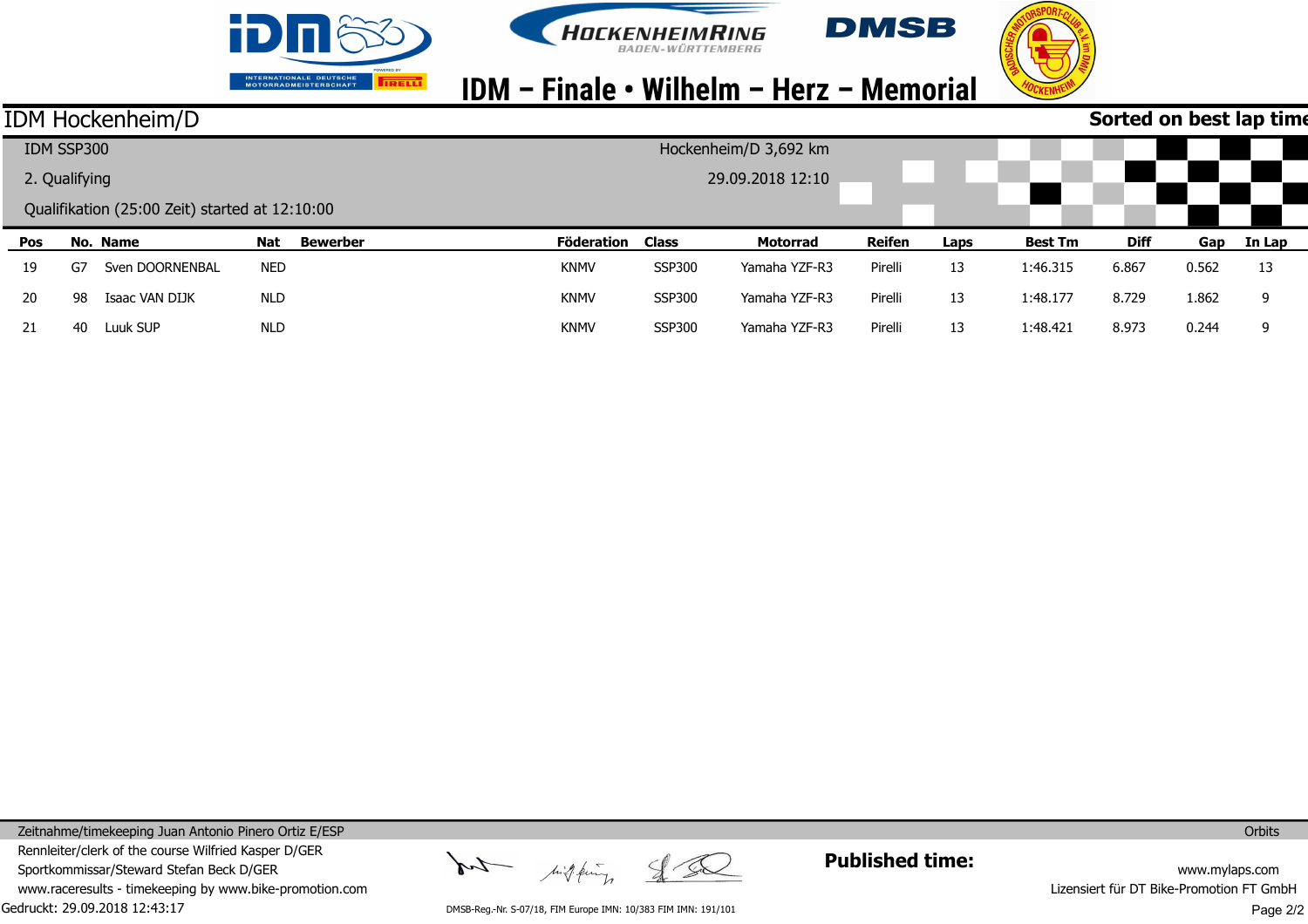# IDM – Finale • Wilhelm – Herz – Memorial

## IDM Hockenheim/D

**Sorted on best lap time**

IDM SSP300 — Hockenheim/D 3,692 km

2. Qualifying — 29.09.2018 12:10

Qualifikation (25:00 Zeit) started at 12:10:00

| Pos | No. | Name | Nat | Bewerber | Föderation | Class | Motorrad | Reifen | Laps | Best Tm | Diff | Gap | In Lap |
|---|---|---|---|---|---|---|---|---|---|---|---|---|---|
| 19 | G7 | Sven DOORNENBAL | NED | | KNMV | SSP300 | Yamaha YZF-R3 | Pirelli | 13 | 1:46.315 | 6.867 | 0.562 | 13 |
| 20 | 98 | Isaac VAN DIJK | NLD | | KNMV | SSP300 | Yamaha YZF-R3 | Pirelli | 13 | 1:48.177 | 8.729 | 1.862 | 9 |
| 21 | 40 | Luuk SUP | NLD | | KNMV | SSP300 | Yamaha YZF-R3 | Pirelli | 13 | 1:48.421 | 8.973 | 0.244 | 9 |

Zeitnahme/timekeeping Juan Antonio Pinero Ortiz E/ESP
Rennleiter/clerk of the course Wilfried Kasper D/GER
Sportkommissar/Steward Stefan Beck D/GER
www.raceresults - timekeeping by www.bike-promotion.com
Gedruckt: 29.09.2018 12:43:17

**Published time:**

DMSB-Reg.-Nr. S-07/18, FIM Europe IMN: 10/383 FIM IMN: 191/101

Orbits
www.mylaps.com
Lizensiert für DT Bike-Promotion FT GmbH